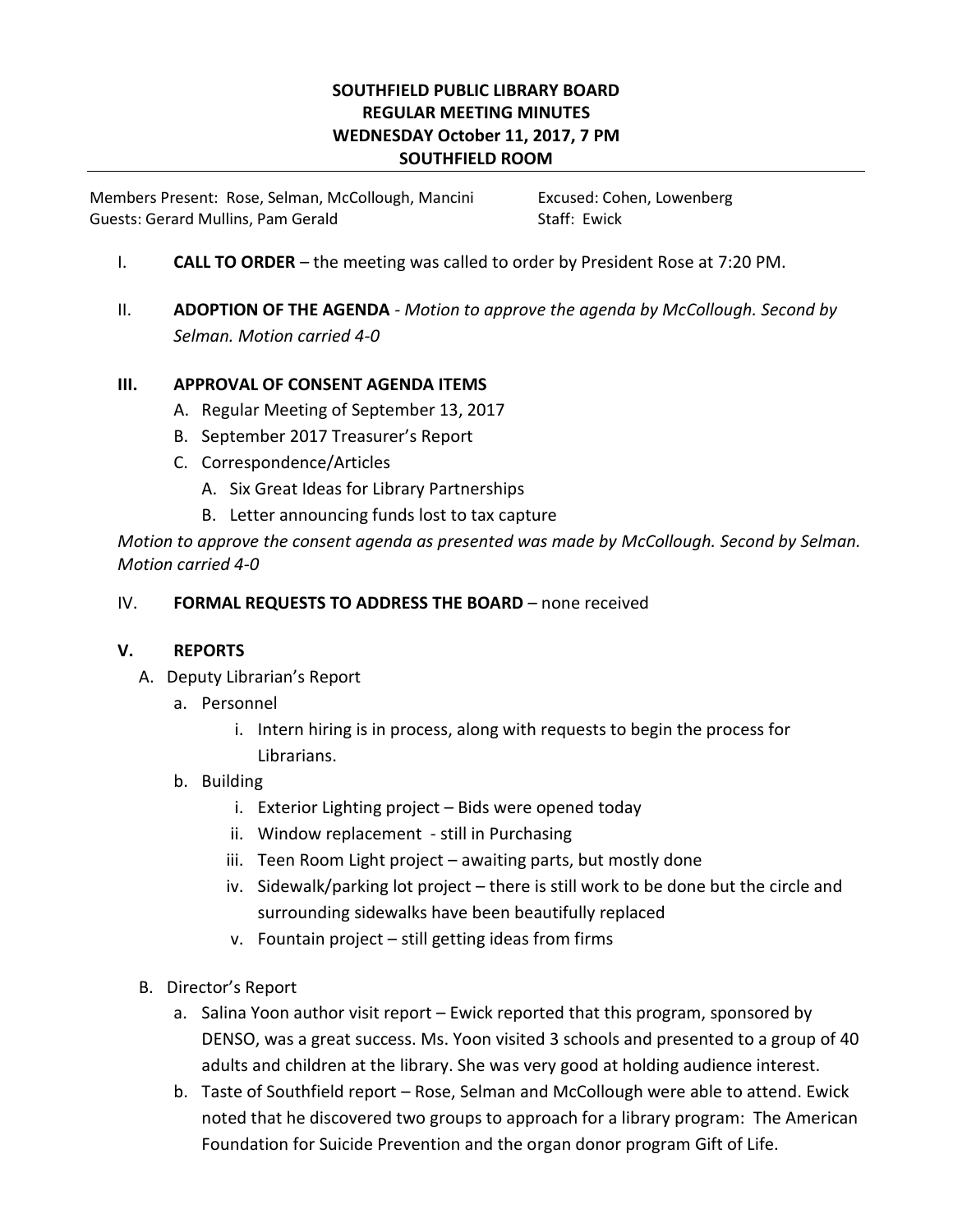**SOUTHFIELD PUBLIC LIBRARY BOARD**
**REGULAR MEETING MINUTES**
**WEDNESDAY October 11, 2017, 7 PM**
**SOUTHFIELD ROOM**

Members Present: Rose, Selman, McCollough, Mancini
Guests: Gerard Mullins, Pam Gerald

Excused: Cohen, Lowenberg
Staff: Ewick

I. **CALL TO ORDER** – the meeting was called to order by President Rose at 7:20 PM.

II. **ADOPTION OF THE AGENDA** - *Motion to approve the agenda by McCollough. Second by Selman. Motion carried 4-0*

**III. APPROVAL OF CONSENT AGENDA ITEMS**

A. Regular Meeting of September 13, 2017
B. September 2017 Treasurer's Report
C. Correspondence/Articles
   A. Six Great Ideas for Library Partnerships
   B. Letter announcing funds lost to tax capture

*Motion to approve the consent agenda as presented was made by McCollough. Second by Selman. Motion carried 4-0*

IV. **FORMAL REQUESTS TO ADDRESS THE BOARD** – none received

**V. REPORTS**

A. Deputy Librarian's Report
   a. Personnel
      i. Intern hiring is in process, along with requests to begin the process for Librarians.
   b. Building
      i. Exterior Lighting project – Bids were opened today
      ii. Window replacement - still in Purchasing
      iii. Teen Room Light project – awaiting parts, but mostly done
      iv. Sidewalk/parking lot project – there is still work to be done but the circle and surrounding sidewalks have been beautifully replaced
      v. Fountain project – still getting ideas from firms

B. Director's Report
   a. Salina Yoon author visit report – Ewick reported that this program, sponsored by DENSO, was a great success. Ms. Yoon visited 3 schools and presented to a group of 40 adults and children at the library. She was very good at holding audience interest.
   b. Taste of Southfield report – Rose, Selman and McCollough were able to attend. Ewick noted that he discovered two groups to approach for a library program: The American Foundation for Suicide Prevention and the organ donor program Gift of Life.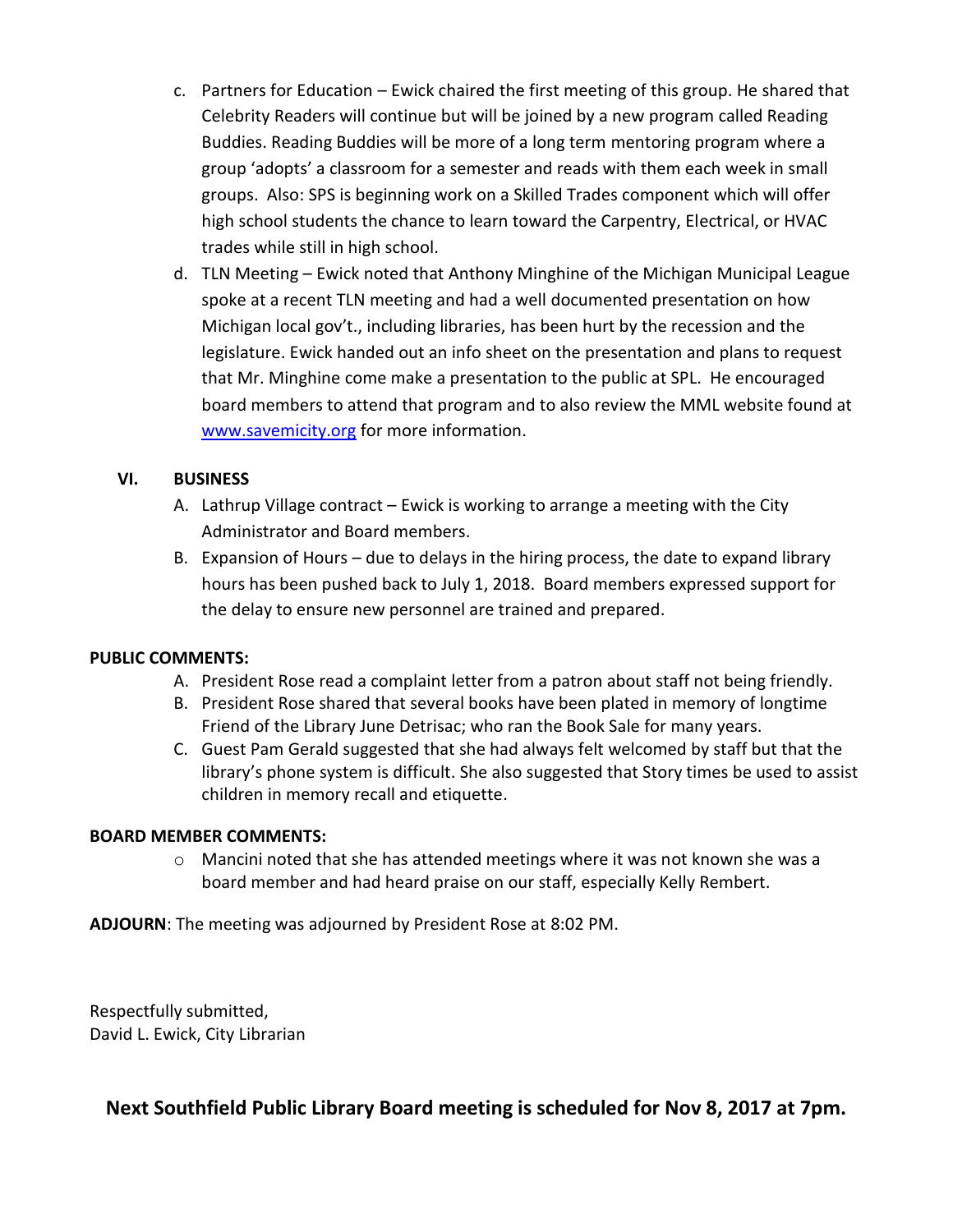c. Partners for Education – Ewick chaired the first meeting of this group. He shared that Celebrity Readers will continue but will be joined by a new program called Reading Buddies. Reading Buddies will be more of a long term mentoring program where a group 'adopts' a classroom for a semester and reads with them each week in small groups. Also: SPS is beginning work on a Skilled Trades component which will offer high school students the chance to learn toward the Carpentry, Electrical, or HVAC trades while still in high school.

d. TLN Meeting – Ewick noted that Anthony Minghine of the Michigan Municipal League spoke at a recent TLN meeting and had a well documented presentation on how Michigan local gov't., including libraries, has been hurt by the recession and the legislature. Ewick handed out an info sheet on the presentation and plans to request that Mr. Minghine come make a presentation to the public at SPL. He encouraged board members to attend that program and to also review the MML website found at [www.savemicity.org](www.savemicity.org) for more information.

## VI. BUSINESS

A. Lathrup Village contract – Ewick is working to arrange a meeting with the City Administrator and Board members.

B. Expansion of Hours – due to delays in the hiring process, the date to expand library hours has been pushed back to July 1, 2018. Board members expressed support for the delay to ensure new personnel are trained and prepared.

**PUBLIC COMMENTS:**

A. President Rose read a complaint letter from a patron about staff not being friendly.

B. President Rose shared that several books have been plated in memory of longtime Friend of the Library June Detrisac; who ran the Book Sale for many years.

C. Guest Pam Gerald suggested that she had always felt welcomed by staff but that the library's phone system is difficult. She also suggested that Story times be used to assist children in memory recall and etiquette.

**BOARD MEMBER COMMENTS:**

- Mancini noted that she has attended meetings where it was not known she was a board member and had heard praise on our staff, especially Kelly Rembert.

**ADJOURN**: The meeting was adjourned by President Rose at 8:02 PM.

Respectfully submitted,
David L. Ewick, City Librarian

**Next Southfield Public Library Board meeting is scheduled for Nov 8, 2017 at 7pm.**